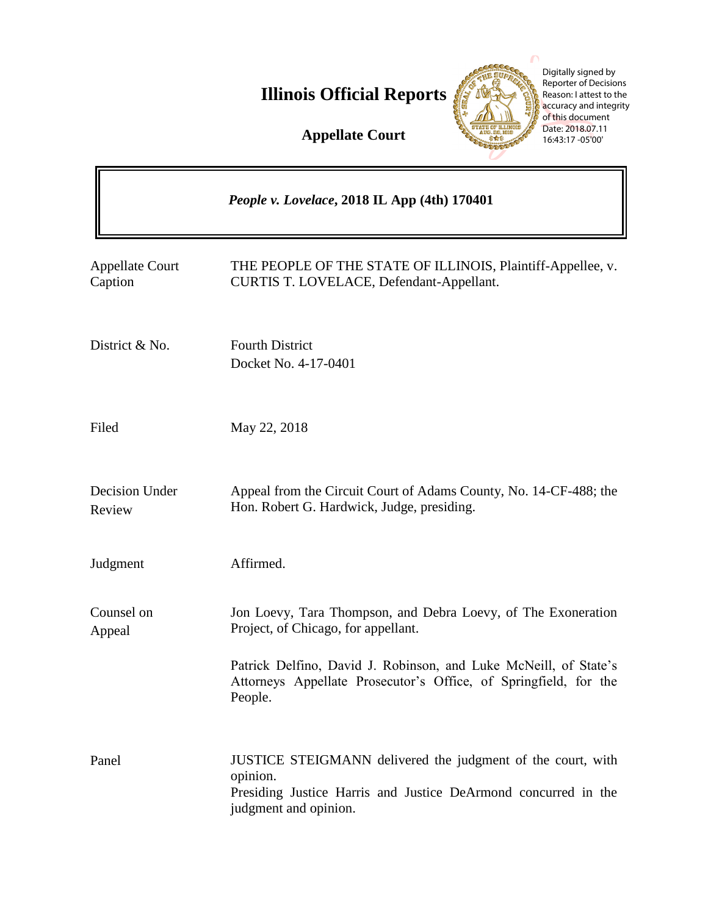# Illinois Official Reports

**Appellate Court**

Digitally signed by Reporter of Decisions
Reason: I attest to the accuracy and integrity of this document
Date: 2018.07.11 16:43:17 -05'00'

***People v. Lovelace*, 2018 IL App (4th) 170401**

| | |
|---|---|
| Appellate Court Caption | THE PEOPLE OF THE STATE OF ILLINOIS, Plaintiff-Appellee, v. CURTIS T. LOVELACE, Defendant-Appellant. |
| District & No. | Fourth District<br>Docket No. 4-17-0401 |
| Filed | May 22, 2018 |
| Decision Under Review | Appeal from the Circuit Court of Adams County, No. 14-CF-488; the Hon. Robert G. Hardwick, Judge, presiding. |
| Judgment | Affirmed. |
| Counsel on Appeal | Jon Loevy, Tara Thompson, and Debra Loevy, of The Exoneration Project, of Chicago, for appellant.<br><br>Patrick Delfino, David J. Robinson, and Luke McNeill, of State's Attorneys Appellate Prosecutor's Office, of Springfield, for the People. |
| Panel | JUSTICE STEIGMANN delivered the judgment of the court, with opinion.<br>Presiding Justice Harris and Justice DeArmond concurred in the judgment and opinion. |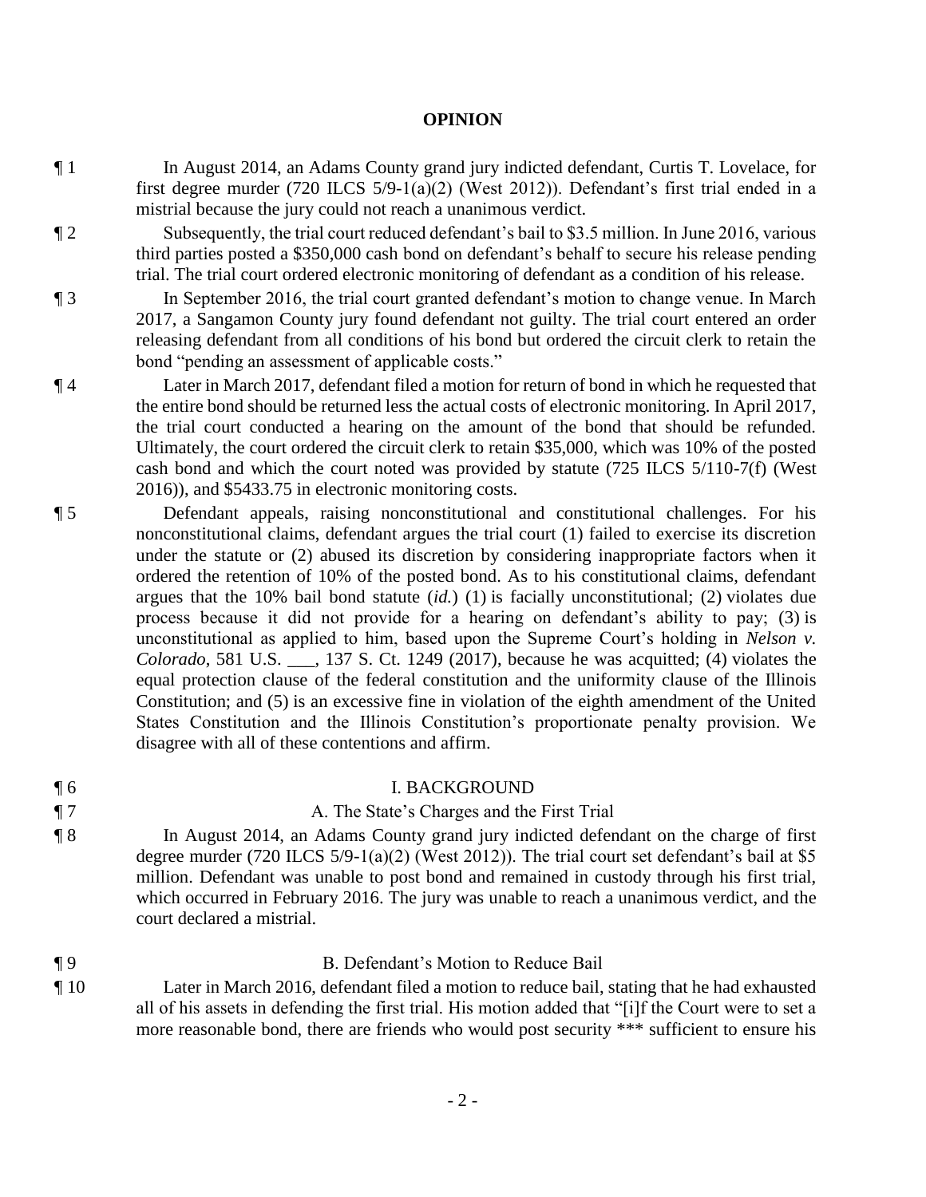## OPINION

¶ 1 In August 2014, an Adams County grand jury indicted defendant, Curtis T. Lovelace, for first degree murder (720 ILCS 5/9-1(a)(2) (West 2012)). Defendant's first trial ended in a mistrial because the jury could not reach a unanimous verdict.

¶ 2 Subsequently, the trial court reduced defendant's bail to $3.5 million. In June 2016, various third parties posted a $350,000 cash bond on defendant's behalf to secure his release pending trial. The trial court ordered electronic monitoring of defendant as a condition of his release.

¶ 3 In September 2016, the trial court granted defendant's motion to change venue. In March 2017, a Sangamon County jury found defendant not guilty. The trial court entered an order releasing defendant from all conditions of his bond but ordered the circuit clerk to retain the bond "pending an assessment of applicable costs."

¶ 4 Later in March 2017, defendant filed a motion for return of bond in which he requested that the entire bond should be returned less the actual costs of electronic monitoring. In April 2017, the trial court conducted a hearing on the amount of the bond that should be refunded. Ultimately, the court ordered the circuit clerk to retain $35,000, which was 10% of the posted cash bond and which the court noted was provided by statute (725 ILCS 5/110-7(f) (West 2016)), and $5433.75 in electronic monitoring costs.

¶ 5 Defendant appeals, raising nonconstitutional and constitutional challenges. For his nonconstitutional claims, defendant argues the trial court (1) failed to exercise its discretion under the statute or (2) abused its discretion by considering inappropriate factors when it ordered the retention of 10% of the posted bond. As to his constitutional claims, defendant argues that the 10% bail bond statute (*id.*) (1) is facially unconstitutional; (2) violates due process because it did not provide for a hearing on defendant's ability to pay; (3) is unconstitutional as applied to him, based upon the Supreme Court's holding in *Nelson v. Colorado*, 581 U.S. ___, 137 S. Ct. 1249 (2017), because he was acquitted; (4) violates the equal protection clause of the federal constitution and the uniformity clause of the Illinois Constitution; and (5) is an excessive fine in violation of the eighth amendment of the United States Constitution and the Illinois Constitution's proportionate penalty provision. We disagree with all of these contentions and affirm.

¶ 6 I. BACKGROUND

¶ 7 A. The State's Charges and the First Trial

¶ 8 In August 2014, an Adams County grand jury indicted defendant on the charge of first degree murder (720 ILCS 5/9-1(a)(2) (West 2012)). The trial court set defendant's bail at $5 million. Defendant was unable to post bond and remained in custody through his first trial, which occurred in February 2016. The jury was unable to reach a unanimous verdict, and the court declared a mistrial.

¶ 9 B. Defendant's Motion to Reduce Bail

¶ 10 Later in March 2016, defendant filed a motion to reduce bail, stating that he had exhausted all of his assets in defending the first trial. His motion added that "[i]f the Court were to set a more reasonable bond, there are friends who would post security *** sufficient to ensure his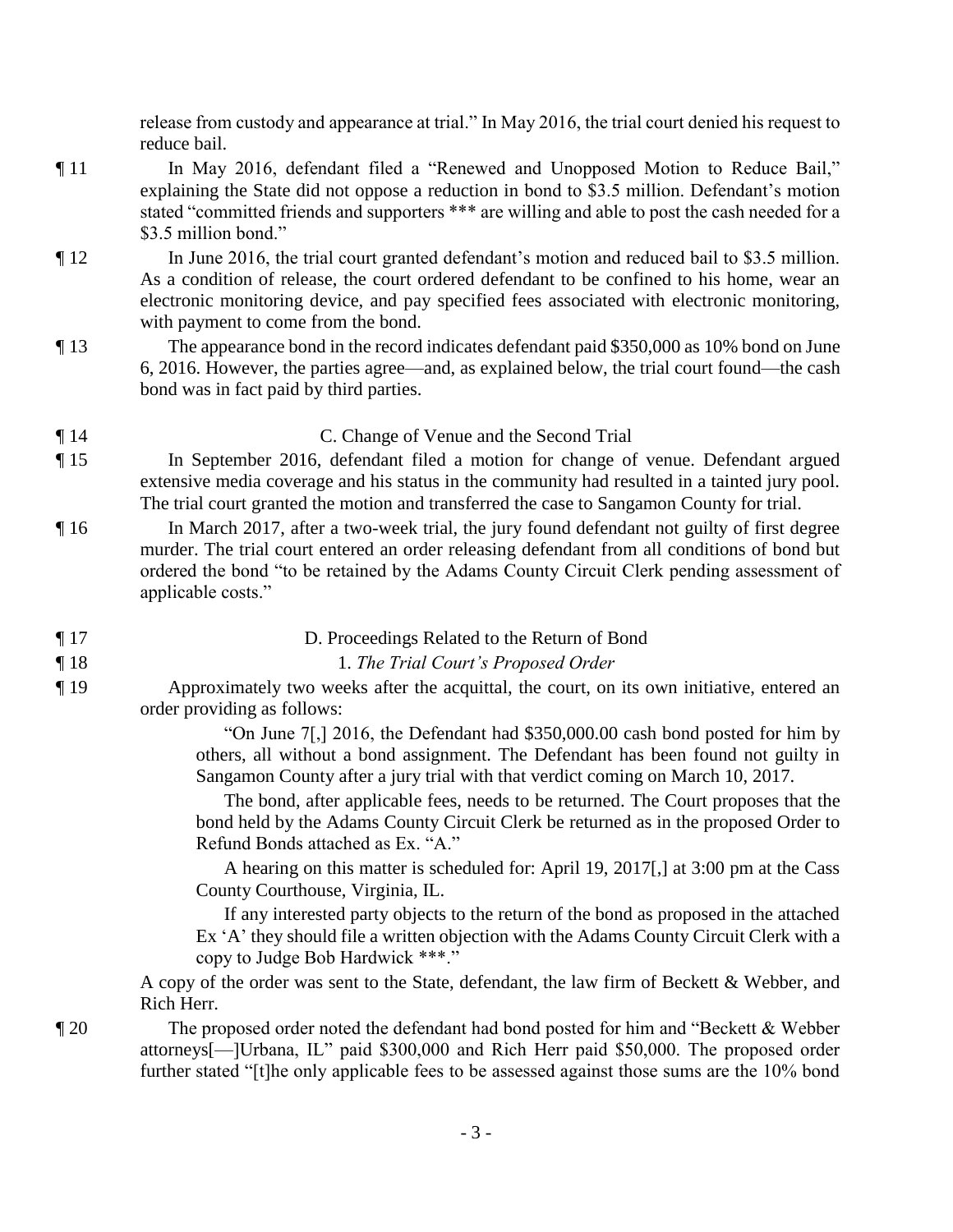release from custody and appearance at trial." In May 2016, the trial court denied his request to reduce bail.

¶ 11 In May 2016, defendant filed a "Renewed and Unopposed Motion to Reduce Bail," explaining the State did not oppose a reduction in bond to \$3.5 million. Defendant's motion stated "committed friends and supporters *** are willing and able to post the cash needed for a \$3.5 million bond."

¶ 12 In June 2016, the trial court granted defendant's motion and reduced bail to \$3.5 million. As a condition of release, the court ordered defendant to be confined to his home, wear an electronic monitoring device, and pay specified fees associated with electronic monitoring, with payment to come from the bond.

¶ 13 The appearance bond in the record indicates defendant paid \$350,000 as 10% bond on June 6, 2016. However, the parties agree—and, as explained below, the trial court found—the cash bond was in fact paid by third parties.

¶ 14 C. Change of Venue and the Second Trial

¶ 15 In September 2016, defendant filed a motion for change of venue. Defendant argued extensive media coverage and his status in the community had resulted in a tainted jury pool. The trial court granted the motion and transferred the case to Sangamon County for trial.

¶ 16 In March 2017, after a two-week trial, the jury found defendant not guilty of first degree murder. The trial court entered an order releasing defendant from all conditions of bond but ordered the bond "to be retained by the Adams County Circuit Clerk pending assessment of applicable costs."

¶ 17 D. Proceedings Related to the Return of Bond

¶ 18 1. *The Trial Court's Proposed Order*

¶ 19 Approximately two weeks after the acquittal, the court, on its own initiative, entered an order providing as follows:

> "On June 7[,] 2016, the Defendant had \$350,000.00 cash bond posted for him by others, all without a bond assignment. The Defendant has been found not guilty in Sangamon County after a jury trial with that verdict coming on March 10, 2017.
>
> The bond, after applicable fees, needs to be returned. The Court proposes that the bond held by the Adams County Circuit Clerk be returned as in the proposed Order to Refund Bonds attached as Ex. "A."
>
> A hearing on this matter is scheduled for: April 19, 2017[,] at 3:00 pm at the Cass County Courthouse, Virginia, IL.
>
> If any interested party objects to the return of the bond as proposed in the attached Ex 'A' they should file a written objection with the Adams County Circuit Clerk with a copy to Judge Bob Hardwick ***."

A copy of the order was sent to the State, defendant, the law firm of Beckett & Webber, and Rich Herr.

¶ 20 The proposed order noted the defendant had bond posted for him and "Beckett & Webber attorneys[—]Urbana, IL" paid \$300,000 and Rich Herr paid \$50,000. The proposed order further stated "[t]he only applicable fees to be assessed against those sums are the 10% bond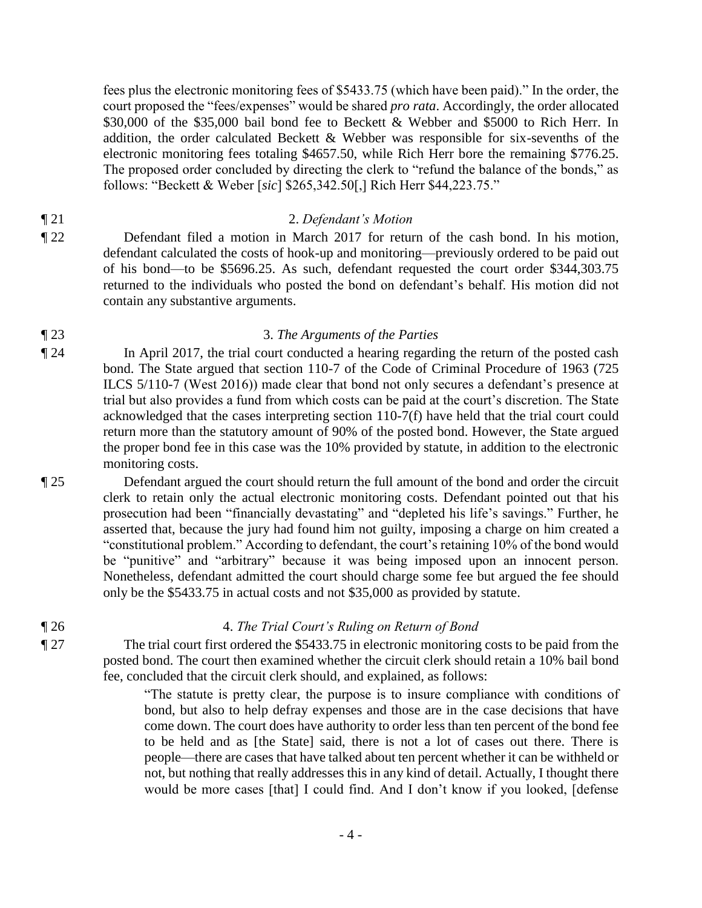fees plus the electronic monitoring fees of $5433.75 (which have been paid)." In the order, the court proposed the "fees/expenses" would be shared *pro rata*. Accordingly, the order allocated $30,000 of the $35,000 bail bond fee to Beckett & Webber and $5000 to Rich Herr. In addition, the order calculated Beckett & Webber was responsible for six-sevenths of the electronic monitoring fees totaling $4657.50, while Rich Herr bore the remaining $776.25. The proposed order concluded by directing the clerk to "refund the balance of the bonds," as follows: "Beckett & Weber [*sic*] $265,342.50[,] Rich Herr $44,223.75."

¶ 21 2. *Defendant's Motion*

¶ 22 Defendant filed a motion in March 2017 for return of the cash bond. In his motion, defendant calculated the costs of hook-up and monitoring—previously ordered to be paid out of his bond—to be $5696.25. As such, defendant requested the court order $344,303.75 returned to the individuals who posted the bond on defendant's behalf. His motion did not contain any substantive arguments.

¶ 23 3. *The Arguments of the Parties*

¶ 24 In April 2017, the trial court conducted a hearing regarding the return of the posted cash bond. The State argued that section 110-7 of the Code of Criminal Procedure of 1963 (725 ILCS 5/110-7 (West 2016)) made clear that bond not only secures a defendant's presence at trial but also provides a fund from which costs can be paid at the court's discretion. The State acknowledged that the cases interpreting section 110-7(f) have held that the trial court could return more than the statutory amount of 90% of the posted bond. However, the State argued the proper bond fee in this case was the 10% provided by statute, in addition to the electronic monitoring costs.

¶ 25 Defendant argued the court should return the full amount of the bond and order the circuit clerk to retain only the actual electronic monitoring costs. Defendant pointed out that his prosecution had been "financially devastating" and "depleted his life's savings." Further, he asserted that, because the jury had found him not guilty, imposing a charge on him created a "constitutional problem." According to defendant, the court's retaining 10% of the bond would be "punitive" and "arbitrary" because it was being imposed upon an innocent person. Nonetheless, defendant admitted the court should charge some fee but argued the fee should only be the $5433.75 in actual costs and not $35,000 as provided by statute.

¶ 26 4. *The Trial Court's Ruling on Return of Bond*

¶ 27 The trial court first ordered the $5433.75 in electronic monitoring costs to be paid from the posted bond. The court then examined whether the circuit clerk should retain a 10% bail bond fee, concluded that the circuit clerk should, and explained, as follows:

> "The statute is pretty clear, the purpose is to insure compliance with conditions of bond, but also to help defray expenses and those are in the case decisions that have come down. The court does have authority to order less than ten percent of the bond fee to be held and as [the State] said, there is not a lot of cases out there. There is people—there are cases that have talked about ten percent whether it can be withheld or not, but nothing that really addresses this in any kind of detail. Actually, I thought there would be more cases [that] I could find. And I don't know if you looked, [defense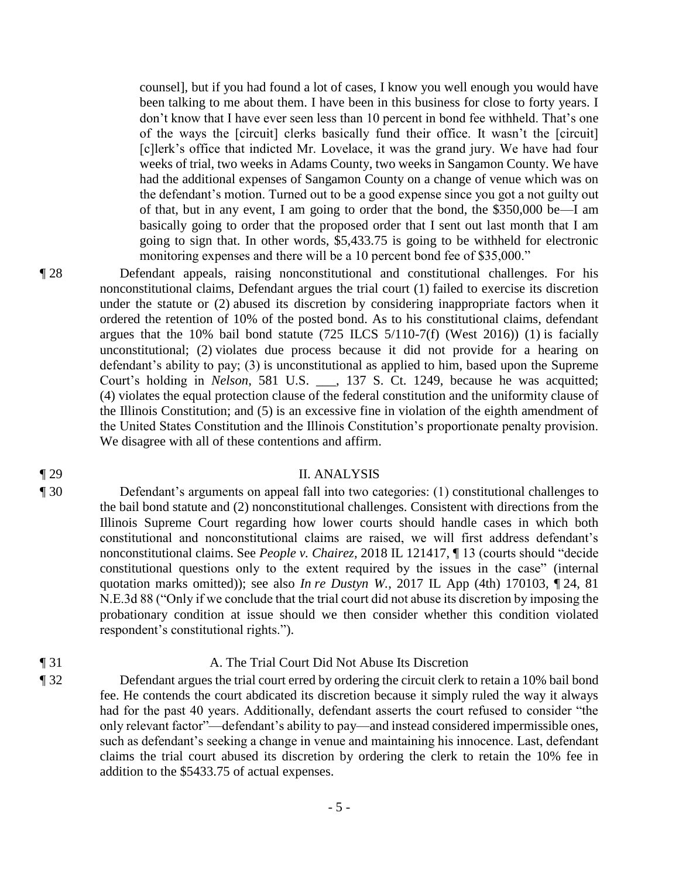> counsel], but if you had found a lot of cases, I know you well enough you would have been talking to me about them. I have been in this business for close to forty years. I don't know that I have ever seen less than 10 percent in bond fee withheld. That's one of the ways the [circuit] clerks basically fund their office. It wasn't the [circuit] [c]lerk's office that indicted Mr. Lovelace, it was the grand jury. We have had four weeks of trial, two weeks in Adams County, two weeks in Sangamon County. We have had the additional expenses of Sangamon County on a change of venue which was on the defendant's motion. Turned out to be a good expense since you got a not guilty out of that, but in any event, I am going to order that the bond, the $350,000 be—I am basically going to order that the proposed order that I sent out last month that I am going to sign that. In other words, $5,433.75 is going to be withheld for electronic monitoring expenses and there will be a 10 percent bond fee of $35,000."

¶ 28 Defendant appeals, raising nonconstitutional and constitutional challenges. For his nonconstitutional claims, Defendant argues the trial court (1) failed to exercise its discretion under the statute or (2) abused its discretion by considering inappropriate factors when it ordered the retention of 10% of the posted bond. As to his constitutional claims, defendant argues that the 10% bail bond statute (725 ILCS 5/110-7(f) (West 2016)) (1) is facially unconstitutional; (2) violates due process because it did not provide for a hearing on defendant's ability to pay; (3) is unconstitutional as applied to him, based upon the Supreme Court's holding in *Nelson*, 581 U.S. ___, 137 S. Ct. 1249, because he was acquitted; (4) violates the equal protection clause of the federal constitution and the uniformity clause of the Illinois Constitution; and (5) is an excessive fine in violation of the eighth amendment of the United States Constitution and the Illinois Constitution's proportionate penalty provision. We disagree with all of these contentions and affirm.

## ¶ 29 II. ANALYSIS

¶ 30 Defendant's arguments on appeal fall into two categories: (1) constitutional challenges to the bail bond statute and (2) nonconstitutional challenges. Consistent with directions from the Illinois Supreme Court regarding how lower courts should handle cases in which both constitutional and nonconstitutional claims are raised, we will first address defendant's nonconstitutional claims. See *People v. Chairez*, 2018 IL 121417, ¶ 13 (courts should "decide constitutional questions only to the extent required by the issues in the case" (internal quotation marks omitted)); see also *In re Dustyn W.*, 2017 IL App (4th) 170103, ¶ 24, 81 N.E.3d 88 ("Only if we conclude that the trial court did not abuse its discretion by imposing the probationary condition at issue should we then consider whether this condition violated respondent's constitutional rights.").

### ¶ 31 A. The Trial Court Did Not Abuse Its Discretion

¶ 32 Defendant argues the trial court erred by ordering the circuit clerk to retain a 10% bail bond fee. He contends the court abdicated its discretion because it simply ruled the way it always had for the past 40 years. Additionally, defendant asserts the court refused to consider "the only relevant factor"—defendant's ability to pay—and instead considered impermissible ones, such as defendant's seeking a change in venue and maintaining his innocence. Last, defendant claims the trial court abused its discretion by ordering the clerk to retain the 10% fee in addition to the $5433.75 of actual expenses.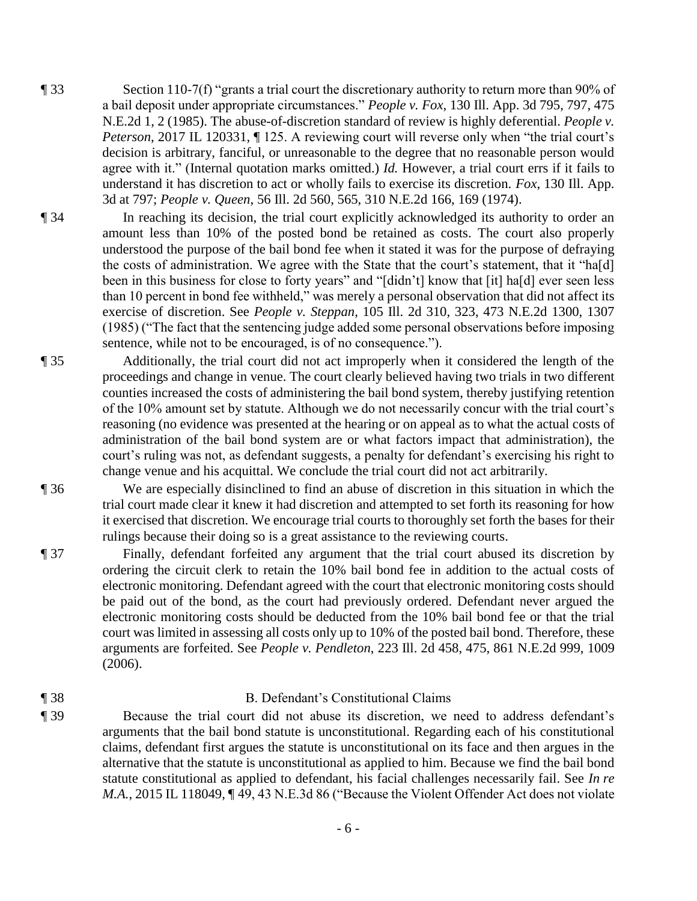¶ 33 Section 110-7(f) "grants a trial court the discretionary authority to return more than 90% of a bail deposit under appropriate circumstances." *People v. Fox*, 130 Ill. App. 3d 795, 797, 475 N.E.2d 1, 2 (1985). The abuse-of-discretion standard of review is highly deferential. *People v. Peterson*, 2017 IL 120331, ¶ 125. A reviewing court will reverse only when "the trial court's decision is arbitrary, fanciful, or unreasonable to the degree that no reasonable person would agree with it." (Internal quotation marks omitted.) *Id.* However, a trial court errs if it fails to understand it has discretion to act or wholly fails to exercise its discretion. *Fox*, 130 Ill. App. 3d at 797; *People v. Queen*, 56 Ill. 2d 560, 565, 310 N.E.2d 166, 169 (1974).

¶ 34 In reaching its decision, the trial court explicitly acknowledged its authority to order an amount less than 10% of the posted bond be retained as costs. The court also properly understood the purpose of the bail bond fee when it stated it was for the purpose of defraying the costs of administration. We agree with the State that the court's statement, that it "ha[d] been in this business for close to forty years" and "[didn't] know that [it] ha[d] ever seen less than 10 percent in bond fee withheld," was merely a personal observation that did not affect its exercise of discretion. See *People v. Steppan*, 105 Ill. 2d 310, 323, 473 N.E.2d 1300, 1307 (1985) ("The fact that the sentencing judge added some personal observations before imposing sentence, while not to be encouraged, is of no consequence.").

¶ 35 Additionally, the trial court did not act improperly when it considered the length of the proceedings and change in venue. The court clearly believed having two trials in two different counties increased the costs of administering the bail bond system, thereby justifying retention of the 10% amount set by statute. Although we do not necessarily concur with the trial court's reasoning (no evidence was presented at the hearing or on appeal as to what the actual costs of administration of the bail bond system are or what factors impact that administration), the court's ruling was not, as defendant suggests, a penalty for defendant's exercising his right to change venue and his acquittal. We conclude the trial court did not act arbitrarily.

¶ 36 We are especially disinclined to find an abuse of discretion in this situation in which the trial court made clear it knew it had discretion and attempted to set forth its reasoning for how it exercised that discretion. We encourage trial courts to thoroughly set forth the bases for their rulings because their doing so is a great assistance to the reviewing courts.

¶ 37 Finally, defendant forfeited any argument that the trial court abused its discretion by ordering the circuit clerk to retain the 10% bail bond fee in addition to the actual costs of electronic monitoring. Defendant agreed with the court that electronic monitoring costs should be paid out of the bond, as the court had previously ordered. Defendant never argued the electronic monitoring costs should be deducted from the 10% bail bond fee or that the trial court was limited in assessing all costs only up to 10% of the posted bail bond. Therefore, these arguments are forfeited. See *People v. Pendleton*, 223 Ill. 2d 458, 475, 861 N.E.2d 999, 1009 (2006).

¶ 38 B. Defendant's Constitutional Claims

¶ 39 Because the trial court did not abuse its discretion, we need to address defendant's arguments that the bail bond statute is unconstitutional. Regarding each of his constitutional claims, defendant first argues the statute is unconstitutional on its face and then argues in the alternative that the statute is unconstitutional as applied to him. Because we find the bail bond statute constitutional as applied to defendant, his facial challenges necessarily fail. See *In re M.A.*, 2015 IL 118049, ¶ 49, 43 N.E.3d 86 ("Because the Violent Offender Act does not violate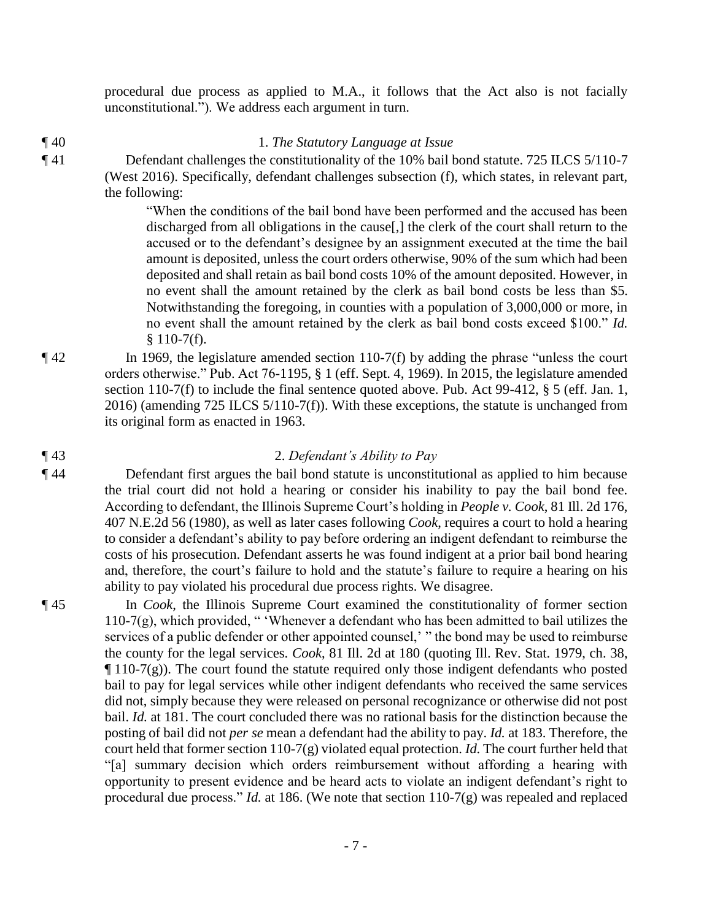procedural due process as applied to M.A., it follows that the Act also is not facially unconstitutional."). We address each argument in turn.

¶ 40 1. *The Statutory Language at Issue*

¶ 41 Defendant challenges the constitutionality of the 10% bail bond statute. 725 ILCS 5/110-7 (West 2016). Specifically, defendant challenges subsection (f), which states, in relevant part, the following:

> "When the conditions of the bail bond have been performed and the accused has been discharged from all obligations in the cause[,] the clerk of the court shall return to the accused or to the defendant's designee by an assignment executed at the time the bail amount is deposited, unless the court orders otherwise, 90% of the sum which had been deposited and shall retain as bail bond costs 10% of the amount deposited. However, in no event shall the amount retained by the clerk as bail bond costs be less than $5. Notwithstanding the foregoing, in counties with a population of 3,000,000 or more, in no event shall the amount retained by the clerk as bail bond costs exceed $100." *Id.* § 110-7(f).

¶ 42 In 1969, the legislature amended section 110-7(f) by adding the phrase "unless the court orders otherwise." Pub. Act 76-1195, § 1 (eff. Sept. 4, 1969). In 2015, the legislature amended section 110-7(f) to include the final sentence quoted above. Pub. Act 99-412, § 5 (eff. Jan. 1, 2016) (amending 725 ILCS 5/110-7(f)). With these exceptions, the statute is unchanged from its original form as enacted in 1963.

¶ 43 2. *Defendant's Ability to Pay*

¶ 44 Defendant first argues the bail bond statute is unconstitutional as applied to him because the trial court did not hold a hearing or consider his inability to pay the bail bond fee. According to defendant, the Illinois Supreme Court's holding in *People v. Cook*, 81 Ill. 2d 176, 407 N.E.2d 56 (1980), as well as later cases following *Cook*, requires a court to hold a hearing to consider a defendant's ability to pay before ordering an indigent defendant to reimburse the costs of his prosecution. Defendant asserts he was found indigent at a prior bail bond hearing and, therefore, the court's failure to hold and the statute's failure to require a hearing on his ability to pay violated his procedural due process rights. We disagree.

¶ 45 In *Cook*, the Illinois Supreme Court examined the constitutionality of former section 110-7(g), which provided, " 'Whenever a defendant who has been admitted to bail utilizes the services of a public defender or other appointed counsel,' " the bond may be used to reimburse the county for the legal services. *Cook*, 81 Ill. 2d at 180 (quoting Ill. Rev. Stat. 1979, ch. 38, ¶ 110-7(g)). The court found the statute required only those indigent defendants who posted bail to pay for legal services while other indigent defendants who received the same services did not, simply because they were released on personal recognizance or otherwise did not post bail. *Id.* at 181. The court concluded there was no rational basis for the distinction because the posting of bail did not *per se* mean a defendant had the ability to pay. *Id.* at 183. Therefore, the court held that former section 110-7(g) violated equal protection. *Id.* The court further held that "[a] summary decision which orders reimbursement without affording a hearing with opportunity to present evidence and be heard acts to violate an indigent defendant's right to procedural due process." *Id.* at 186. (We note that section 110-7(g) was repealed and replaced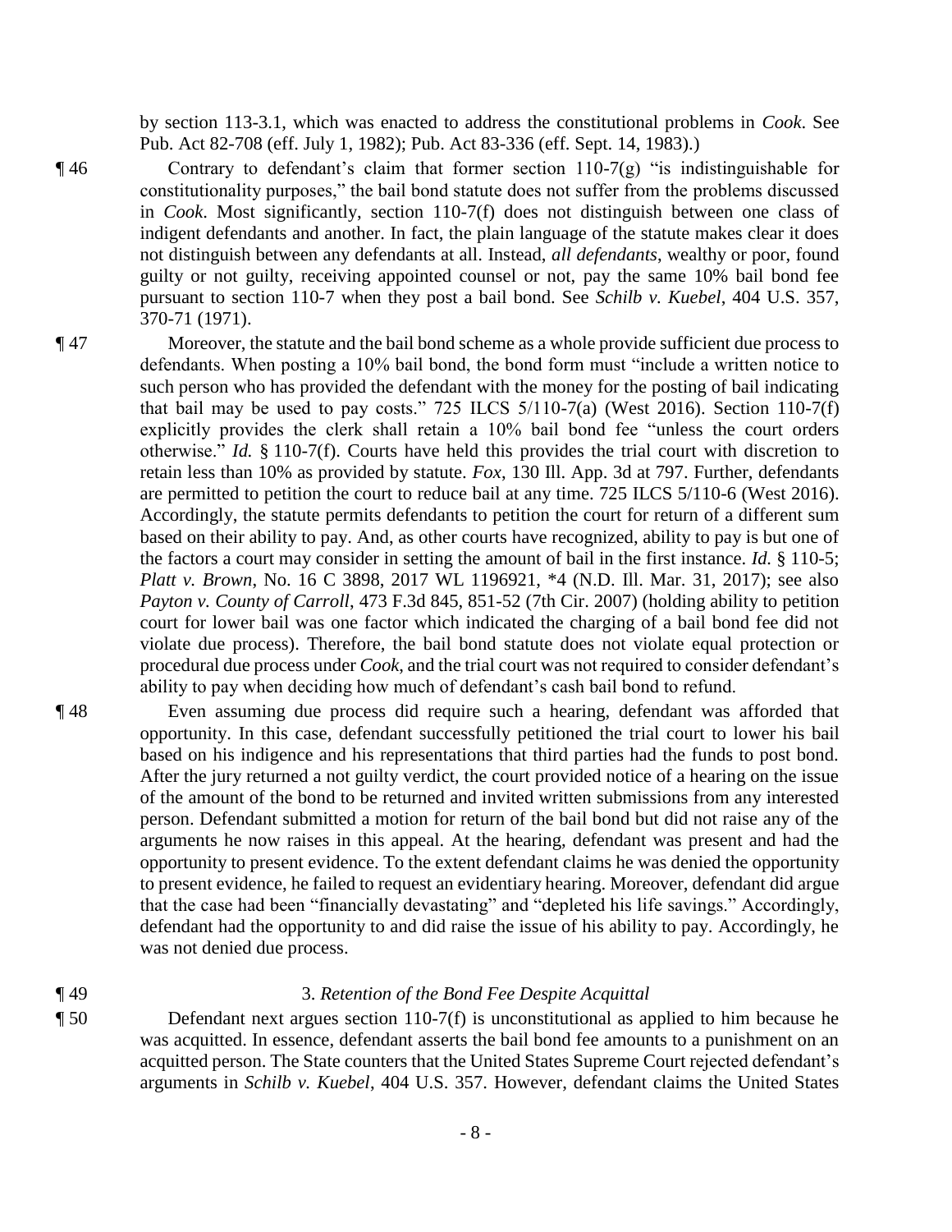by section 113-3.1, which was enacted to address the constitutional problems in *Cook*. See Pub. Act 82-708 (eff. July 1, 1982); Pub. Act 83-336 (eff. Sept. 14, 1983).)

¶ 46 Contrary to defendant's claim that former section 110-7(g) "is indistinguishable for constitutionality purposes," the bail bond statute does not suffer from the problems discussed in *Cook*. Most significantly, section 110-7(f) does not distinguish between one class of indigent defendants and another. In fact, the plain language of the statute makes clear it does not distinguish between any defendants at all. Instead, *all defendants*, wealthy or poor, found guilty or not guilty, receiving appointed counsel or not, pay the same 10% bail bond fee pursuant to section 110-7 when they post a bail bond. See *Schilb v. Kuebel*, 404 U.S. 357, 370-71 (1971).

¶ 47 Moreover, the statute and the bail bond scheme as a whole provide sufficient due process to defendants. When posting a 10% bail bond, the bond form must "include a written notice to such person who has provided the defendant with the money for the posting of bail indicating that bail may be used to pay costs." 725 ILCS 5/110-7(a) (West 2016). Section 110-7(f) explicitly provides the clerk shall retain a 10% bail bond fee "unless the court orders otherwise." *Id.* § 110-7(f). Courts have held this provides the trial court with discretion to retain less than 10% as provided by statute. *Fox*, 130 Ill. App. 3d at 797. Further, defendants are permitted to petition the court to reduce bail at any time. 725 ILCS 5/110-6 (West 2016). Accordingly, the statute permits defendants to petition the court for return of a different sum based on their ability to pay. And, as other courts have recognized, ability to pay is but one of the factors a court may consider in setting the amount of bail in the first instance. *Id.* § 110-5; *Platt v. Brown*, No. 16 C 3898, 2017 WL 1196921, \*4 (N.D. Ill. Mar. 31, 2017); see also *Payton v. County of Carroll*, 473 F.3d 845, 851-52 (7th Cir. 2007) (holding ability to petition court for lower bail was one factor which indicated the charging of a bail bond fee did not violate due process). Therefore, the bail bond statute does not violate equal protection or procedural due process under *Cook*, and the trial court was not required to consider defendant's ability to pay when deciding how much of defendant's cash bail bond to refund.

¶ 48 Even assuming due process did require such a hearing, defendant was afforded that opportunity. In this case, defendant successfully petitioned the trial court to lower his bail based on his indigence and his representations that third parties had the funds to post bond. After the jury returned a not guilty verdict, the court provided notice of a hearing on the issue of the amount of the bond to be returned and invited written submissions from any interested person. Defendant submitted a motion for return of the bail bond but did not raise any of the arguments he now raises in this appeal. At the hearing, defendant was present and had the opportunity to present evidence. To the extent defendant claims he was denied the opportunity to present evidence, he failed to request an evidentiary hearing. Moreover, defendant did argue that the case had been "financially devastating" and "depleted his life savings." Accordingly, defendant had the opportunity to and did raise the issue of his ability to pay. Accordingly, he was not denied due process.

¶ 49 3. *Retention of the Bond Fee Despite Acquittal*

¶ 50 Defendant next argues section 110-7(f) is unconstitutional as applied to him because he was acquitted. In essence, defendant asserts the bail bond fee amounts to a punishment on an acquitted person. The State counters that the United States Supreme Court rejected defendant's arguments in *Schilb v. Kuebel*, 404 U.S. 357. However, defendant claims the United States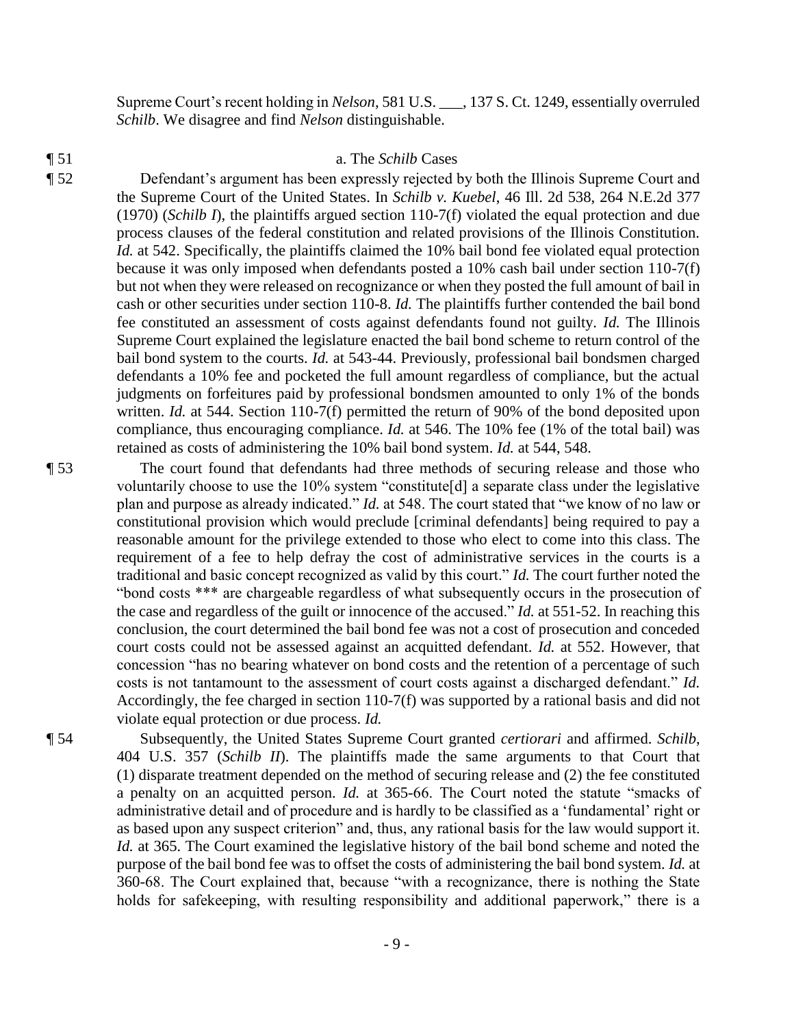Supreme Court's recent holding in *Nelson*, 581 U.S. \_\_\_, 137 S. Ct. 1249, essentially overruled *Schilb*. We disagree and find *Nelson* distinguishable.

¶ 51 a. The *Schilb* Cases

¶ 52 Defendant's argument has been expressly rejected by both the Illinois Supreme Court and the Supreme Court of the United States. In *Schilb v. Kuebel*, 46 Ill. 2d 538, 264 N.E.2d 377 (1970) (*Schilb I*), the plaintiffs argued section 110-7(f) violated the equal protection and due process clauses of the federal constitution and related provisions of the Illinois Constitution. *Id.* at 542. Specifically, the plaintiffs claimed the 10% bail bond fee violated equal protection because it was only imposed when defendants posted a 10% cash bail under section 110-7(f) but not when they were released on recognizance or when they posted the full amount of bail in cash or other securities under section 110-8. *Id.* The plaintiffs further contended the bail bond fee constituted an assessment of costs against defendants found not guilty. *Id.* The Illinois Supreme Court explained the legislature enacted the bail bond scheme to return control of the bail bond system to the courts. *Id.* at 543-44. Previously, professional bail bondsmen charged defendants a 10% fee and pocketed the full amount regardless of compliance, but the actual judgments on forfeitures paid by professional bondsmen amounted to only 1% of the bonds written. *Id.* at 544. Section 110-7(f) permitted the return of 90% of the bond deposited upon compliance, thus encouraging compliance. *Id.* at 546. The 10% fee (1% of the total bail) was retained as costs of administering the 10% bail bond system. *Id.* at 544, 548.

¶ 53 The court found that defendants had three methods of securing release and those who voluntarily choose to use the 10% system "constitute[d] a separate class under the legislative plan and purpose as already indicated." *Id.* at 548. The court stated that "we know of no law or constitutional provision which would preclude [criminal defendants] being required to pay a reasonable amount for the privilege extended to those who elect to come into this class. The requirement of a fee to help defray the cost of administrative services in the courts is a traditional and basic concept recognized as valid by this court." *Id.* The court further noted the "bond costs \*\*\* are chargeable regardless of what subsequently occurs in the prosecution of the case and regardless of the guilt or innocence of the accused." *Id.* at 551-52. In reaching this conclusion, the court determined the bail bond fee was not a cost of prosecution and conceded court costs could not be assessed against an acquitted defendant. *Id.* at 552. However, that concession "has no bearing whatever on bond costs and the retention of a percentage of such costs is not tantamount to the assessment of court costs against a discharged defendant." *Id.* Accordingly, the fee charged in section 110-7(f) was supported by a rational basis and did not violate equal protection or due process. *Id.*

¶ 54 Subsequently, the United States Supreme Court granted *certiorari* and affirmed. *Schilb*, 404 U.S. 357 (*Schilb II*). The plaintiffs made the same arguments to that Court that (1) disparate treatment depended on the method of securing release and (2) the fee constituted a penalty on an acquitted person. *Id.* at 365-66. The Court noted the statute "smacks of administrative detail and of procedure and is hardly to be classified as a 'fundamental' right or as based upon any suspect criterion" and, thus, any rational basis for the law would support it. *Id.* at 365. The Court examined the legislative history of the bail bond scheme and noted the purpose of the bail bond fee was to offset the costs of administering the bail bond system. *Id.* at 360-68. The Court explained that, because "with a recognizance, there is nothing the State holds for safekeeping, with resulting responsibility and additional paperwork," there is a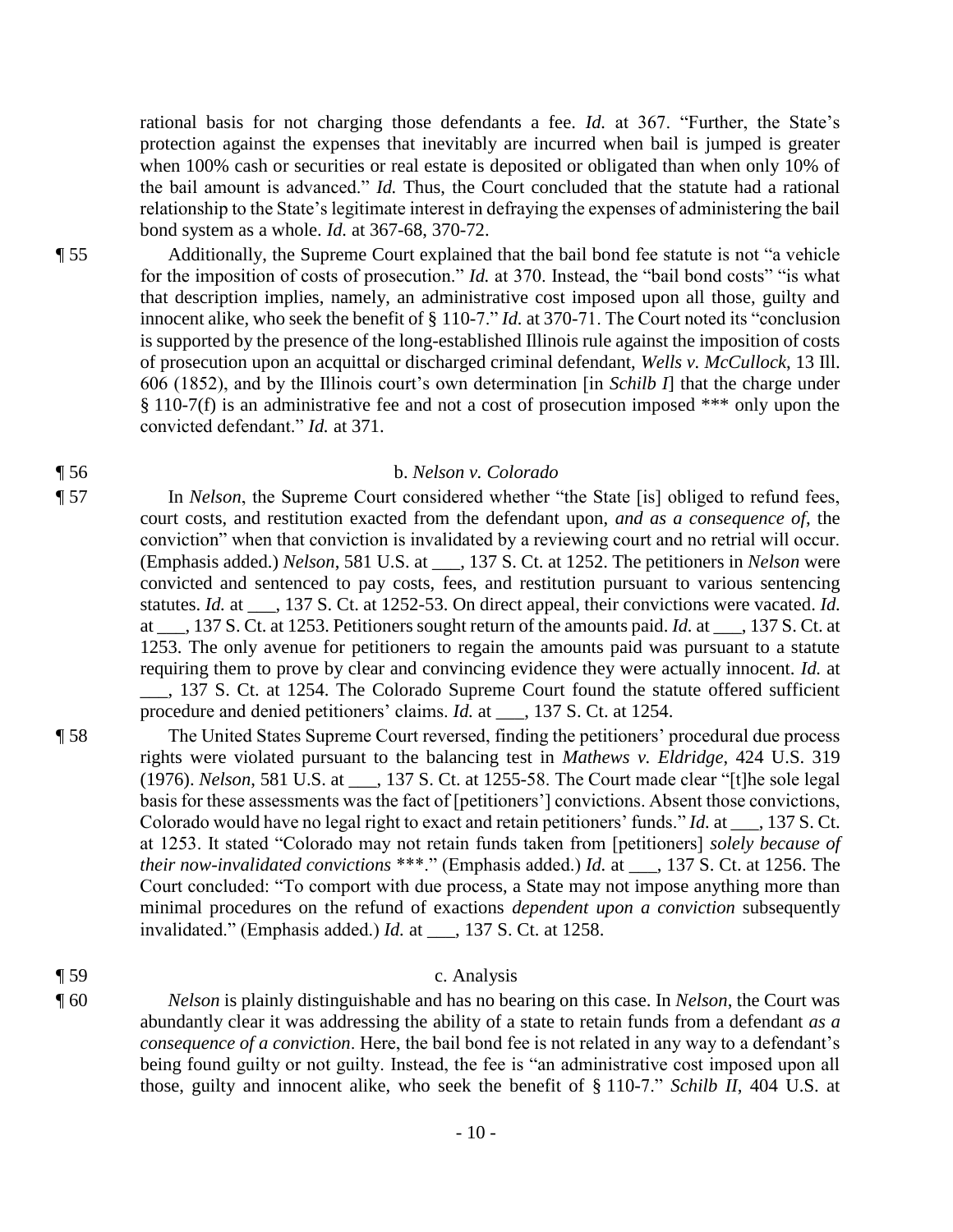rational basis for not charging those defendants a fee. *Id.* at 367. "Further, the State's protection against the expenses that inevitably are incurred when bail is jumped is greater when 100% cash or securities or real estate is deposited or obligated than when only 10% of the bail amount is advanced." *Id.* Thus, the Court concluded that the statute had a rational relationship to the State's legitimate interest in defraying the expenses of administering the bail bond system as a whole. *Id.* at 367-68, 370-72.

¶ 55 Additionally, the Supreme Court explained that the bail bond fee statute is not "a vehicle for the imposition of costs of prosecution." *Id.* at 370. Instead, the "bail bond costs" "is what that description implies, namely, an administrative cost imposed upon all those, guilty and innocent alike, who seek the benefit of § 110-7." *Id.* at 370-71. The Court noted its "conclusion is supported by the presence of the long-established Illinois rule against the imposition of costs of prosecution upon an acquittal or discharged criminal defendant, *Wells v. McCullock*, 13 Ill. 606 (1852), and by the Illinois court's own determination [in *Schilb I*] that the charge under § 110-7(f) is an administrative fee and not a cost of prosecution imposed *** only upon the convicted defendant." *Id.* at 371.

¶ 56 b. *Nelson v. Colorado*

¶ 57 In *Nelson*, the Supreme Court considered whether "the State [is] obliged to refund fees, court costs, and restitution exacted from the defendant upon, *and as a consequence of*, the conviction" when that conviction is invalidated by a reviewing court and no retrial will occur. (Emphasis added.) *Nelson*, 581 U.S. at \_\_\_, 137 S. Ct. at 1252. The petitioners in *Nelson* were convicted and sentenced to pay costs, fees, and restitution pursuant to various sentencing statutes. *Id.* at \_\_\_, 137 S. Ct. at 1252-53. On direct appeal, their convictions were vacated. *Id.* at \_\_\_, 137 S. Ct. at 1253. Petitioners sought return of the amounts paid. *Id.* at \_\_\_, 137 S. Ct. at 1253. The only avenue for petitioners to regain the amounts paid was pursuant to a statute requiring them to prove by clear and convincing evidence they were actually innocent. *Id.* at \_\_\_, 137 S. Ct. at 1254. The Colorado Supreme Court found the statute offered sufficient procedure and denied petitioners' claims. *Id.* at \_\_\_, 137 S. Ct. at 1254.

¶ 58 The United States Supreme Court reversed, finding the petitioners' procedural due process rights were violated pursuant to the balancing test in *Mathews v. Eldridge*, 424 U.S. 319 (1976). *Nelson*, 581 U.S. at \_\_\_, 137 S. Ct. at 1255-58. The Court made clear "[t]he sole legal basis for these assessments was the fact of [petitioners'] convictions. Absent those convictions, Colorado would have no legal right to exact and retain petitioners' funds." *Id.* at \_\_\_, 137 S. Ct. at 1253. It stated "Colorado may not retain funds taken from [petitioners] *solely because of their now-invalidated convictions* ***." (Emphasis added.) *Id.* at \_\_\_, 137 S. Ct. at 1256. The Court concluded: "To comport with due process, a State may not impose anything more than minimal procedures on the refund of exactions *dependent upon a conviction* subsequently invalidated." (Emphasis added.) *Id.* at \_\_\_, 137 S. Ct. at 1258.

¶ 59 c. Analysis

¶ 60 *Nelson* is plainly distinguishable and has no bearing on this case. In *Nelson*, the Court was abundantly clear it was addressing the ability of a state to retain funds from a defendant *as a consequence of a conviction*. Here, the bail bond fee is not related in any way to a defendant's being found guilty or not guilty. Instead, the fee is "an administrative cost imposed upon all those, guilty and innocent alike, who seek the benefit of § 110-7." *Schilb II*, 404 U.S. at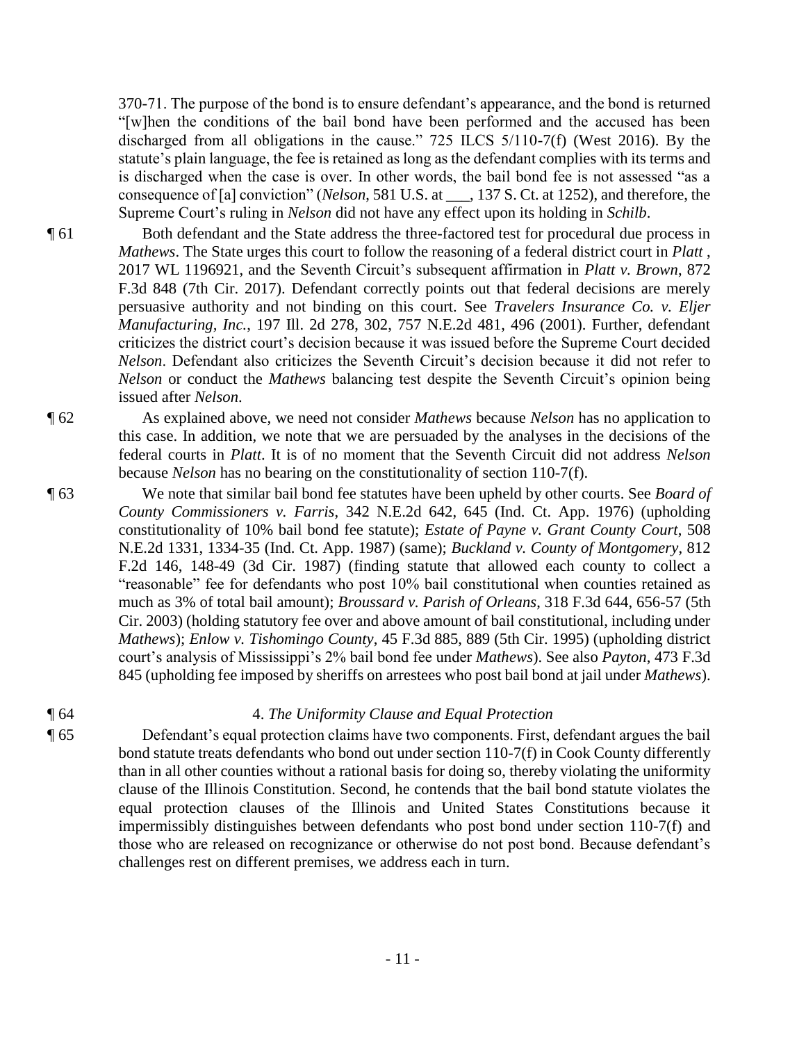370-71. The purpose of the bond is to ensure defendant's appearance, and the bond is returned "[w]hen the conditions of the bail bond have been performed and the accused has been discharged from all obligations in the cause." 725 ILCS 5/110-7(f) (West 2016). By the statute's plain language, the fee is retained as long as the defendant complies with its terms and is discharged when the case is over. In other words, the bail bond fee is not assessed "as a consequence of [a] conviction" (*Nelson*, 581 U.S. at ___, 137 S. Ct. at 1252), and therefore, the Supreme Court's ruling in *Nelson* did not have any effect upon its holding in *Schilb*.

¶ 61 Both defendant and the State address the three-factored test for procedural due process in *Mathews*. The State urges this court to follow the reasoning of a federal district court in *Platt* , 2017 WL 1196921, and the Seventh Circuit's subsequent affirmation in *Platt v. Brown*, 872 F.3d 848 (7th Cir. 2017). Defendant correctly points out that federal decisions are merely persuasive authority and not binding on this court. See *Travelers Insurance Co. v. Eljer Manufacturing, Inc.*, 197 Ill. 2d 278, 302, 757 N.E.2d 481, 496 (2001). Further, defendant criticizes the district court's decision because it was issued before the Supreme Court decided *Nelson*. Defendant also criticizes the Seventh Circuit's decision because it did not refer to *Nelson* or conduct the *Mathews* balancing test despite the Seventh Circuit's opinion being issued after *Nelson*.

¶ 62 As explained above, we need not consider *Mathews* because *Nelson* has no application to this case. In addition, we note that we are persuaded by the analyses in the decisions of the federal courts in *Platt*. It is of no moment that the Seventh Circuit did not address *Nelson* because *Nelson* has no bearing on the constitutionality of section 110-7(f).

¶ 63 We note that similar bail bond fee statutes have been upheld by other courts. See *Board of County Commissioners v. Farris*, 342 N.E.2d 642, 645 (Ind. Ct. App. 1976) (upholding constitutionality of 10% bail bond fee statute); *Estate of Payne v. Grant County Court*, 508 N.E.2d 1331, 1334-35 (Ind. Ct. App. 1987) (same); *Buckland v. County of Montgomery*, 812 F.2d 146, 148-49 (3d Cir. 1987) (finding statute that allowed each county to collect a "reasonable" fee for defendants who post 10% bail constitutional when counties retained as much as 3% of total bail amount); *Broussard v. Parish of Orleans*, 318 F.3d 644, 656-57 (5th Cir. 2003) (holding statutory fee over and above amount of bail constitutional, including under *Mathews*); *Enlow v. Tishomingo County*, 45 F.3d 885, 889 (5th Cir. 1995) (upholding district court's analysis of Mississippi's 2% bail bond fee under *Mathews*). See also *Payton*, 473 F.3d 845 (upholding fee imposed by sheriffs on arrestees who post bail bond at jail under *Mathews*).

¶ 64 4. *The Uniformity Clause and Equal Protection*

¶ 65 Defendant's equal protection claims have two components. First, defendant argues the bail bond statute treats defendants who bond out under section 110-7(f) in Cook County differently than in all other counties without a rational basis for doing so, thereby violating the uniformity clause of the Illinois Constitution. Second, he contends that the bail bond statute violates the equal protection clauses of the Illinois and United States Constitutions because it impermissibly distinguishes between defendants who post bond under section 110-7(f) and those who are released on recognizance or otherwise do not post bond. Because defendant's challenges rest on different premises, we address each in turn.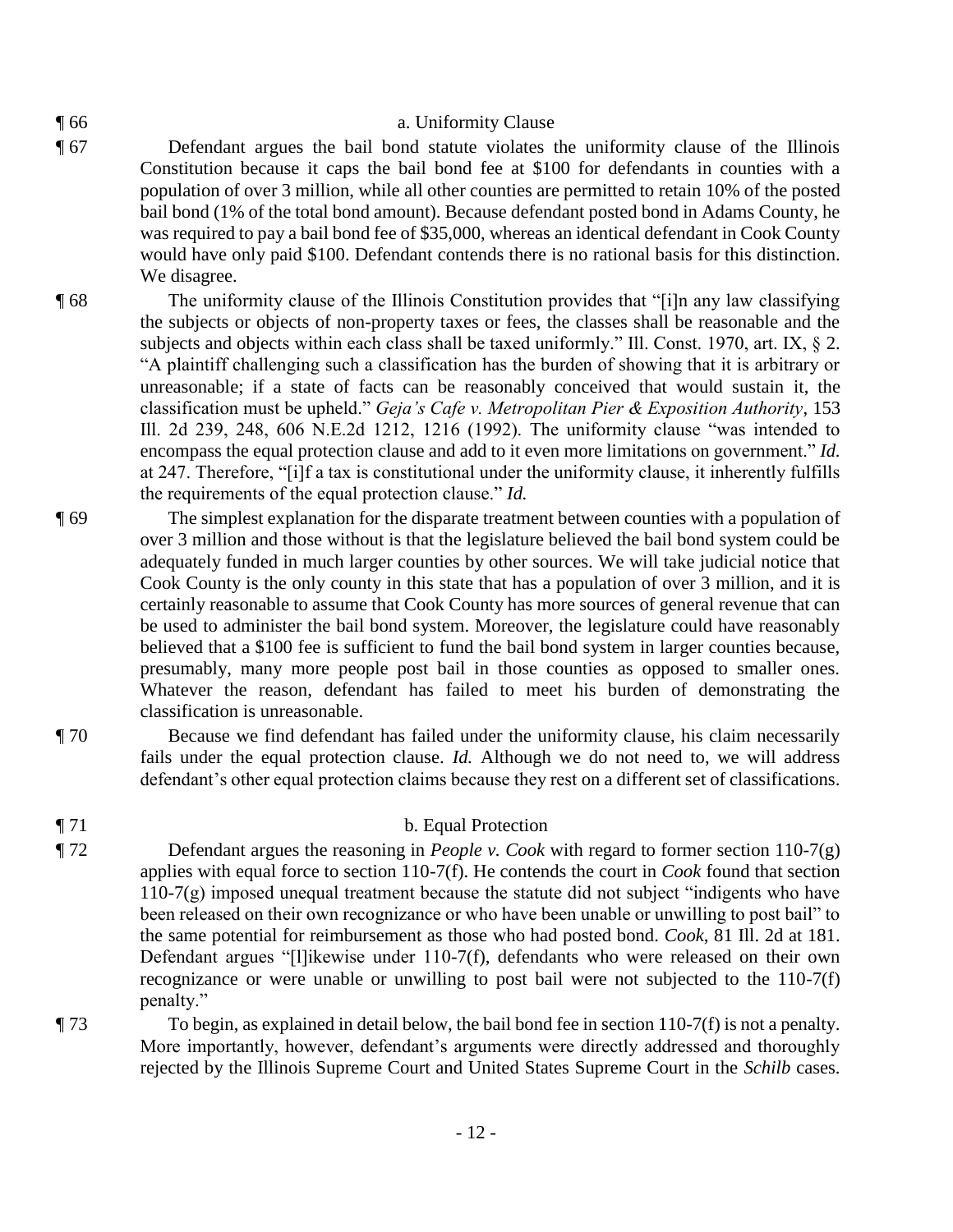¶ 66 a. Uniformity Clause

¶ 67 Defendant argues the bail bond statute violates the uniformity clause of the Illinois Constitution because it caps the bail bond fee at \$100 for defendants in counties with a population of over 3 million, while all other counties are permitted to retain 10% of the posted bail bond (1% of the total bond amount). Because defendant posted bond in Adams County, he was required to pay a bail bond fee of \$35,000, whereas an identical defendant in Cook County would have only paid \$100. Defendant contends there is no rational basis for this distinction. We disagree.

¶ 68 The uniformity clause of the Illinois Constitution provides that "[i]n any law classifying the subjects or objects of non-property taxes or fees, the classes shall be reasonable and the subjects and objects within each class shall be taxed uniformly." Ill. Const. 1970, art. IX, § 2. "A plaintiff challenging such a classification has the burden of showing that it is arbitrary or unreasonable; if a state of facts can be reasonably conceived that would sustain it, the classification must be upheld." *Geja's Cafe v. Metropolitan Pier & Exposition Authority*, 153 Ill. 2d 239, 248, 606 N.E.2d 1212, 1216 (1992). The uniformity clause "was intended to encompass the equal protection clause and add to it even more limitations on government." *Id.* at 247. Therefore, "[i]f a tax is constitutional under the uniformity clause, it inherently fulfills the requirements of the equal protection clause." *Id.*

¶ 69 The simplest explanation for the disparate treatment between counties with a population of over 3 million and those without is that the legislature believed the bail bond system could be adequately funded in much larger counties by other sources. We will take judicial notice that Cook County is the only county in this state that has a population of over 3 million, and it is certainly reasonable to assume that Cook County has more sources of general revenue that can be used to administer the bail bond system. Moreover, the legislature could have reasonably believed that a \$100 fee is sufficient to fund the bail bond system in larger counties because, presumably, many more people post bail in those counties as opposed to smaller ones. Whatever the reason, defendant has failed to meet his burden of demonstrating the classification is unreasonable.

¶ 70 Because we find defendant has failed under the uniformity clause, his claim necessarily fails under the equal protection clause. *Id.* Although we do not need to, we will address defendant's other equal protection claims because they rest on a different set of classifications.

¶ 71 b. Equal Protection

¶ 72 Defendant argues the reasoning in *People v. Cook* with regard to former section 110-7(g) applies with equal force to section 110-7(f). He contends the court in *Cook* found that section 110-7(g) imposed unequal treatment because the statute did not subject "indigents who have been released on their own recognizance or who have been unable or unwilling to post bail" to the same potential for reimbursement as those who had posted bond. *Cook*, 81 Ill. 2d at 181. Defendant argues "[l]ikewise under 110-7(f), defendants who were released on their own recognizance or were unable or unwilling to post bail were not subjected to the 110-7(f) penalty."

¶ 73 To begin, as explained in detail below, the bail bond fee in section 110-7(f) is not a penalty. More importantly, however, defendant's arguments were directly addressed and thoroughly rejected by the Illinois Supreme Court and United States Supreme Court in the *Schilb* cases.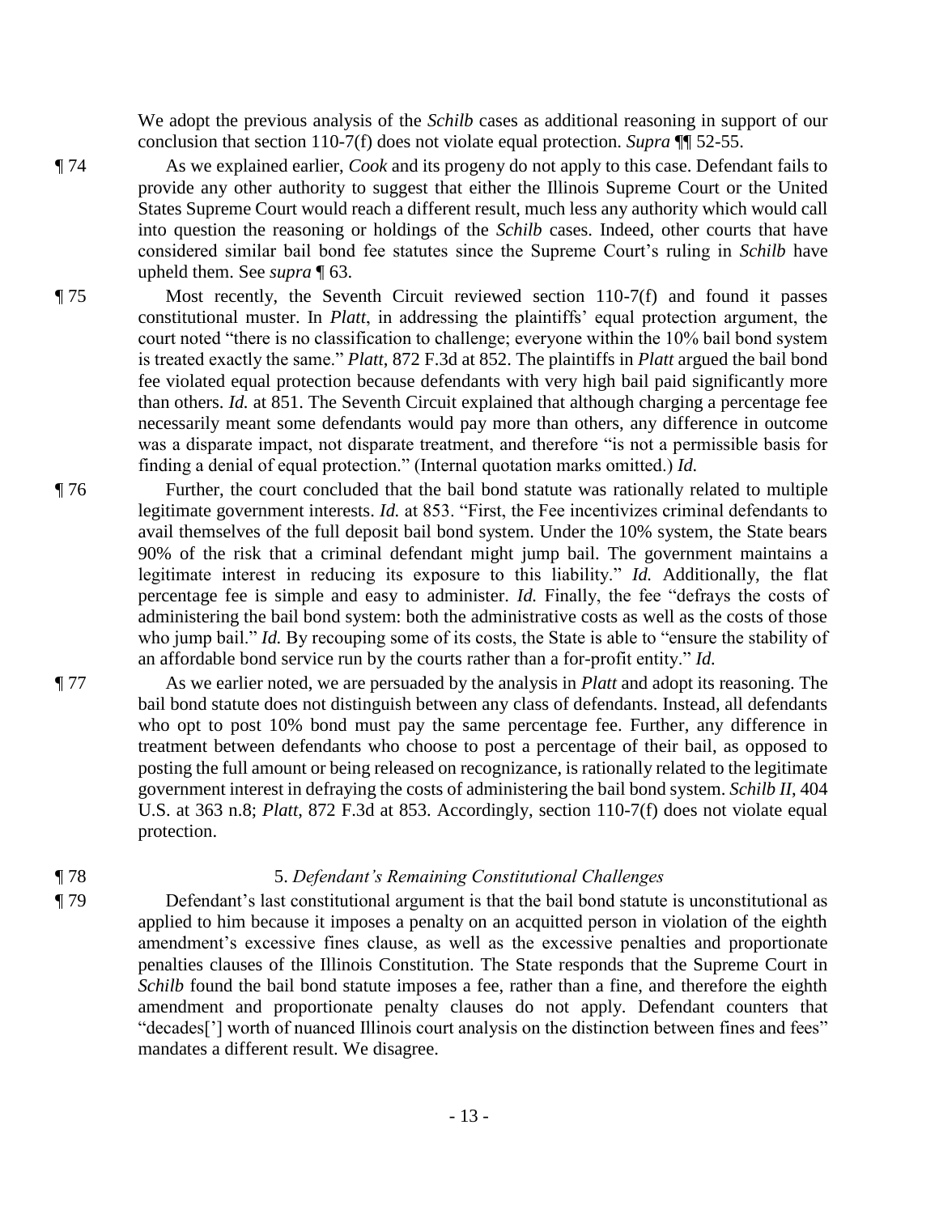We adopt the previous analysis of the *Schilb* cases as additional reasoning in support of our conclusion that section 110-7(f) does not violate equal protection. *Supra* ¶¶ 52-55.

¶ 74 As we explained earlier, *Cook* and its progeny do not apply to this case. Defendant fails to provide any other authority to suggest that either the Illinois Supreme Court or the United States Supreme Court would reach a different result, much less any authority which would call into question the reasoning or holdings of the *Schilb* cases. Indeed, other courts that have considered similar bail bond fee statutes since the Supreme Court's ruling in *Schilb* have upheld them. See *supra* ¶ 63.

¶ 75 Most recently, the Seventh Circuit reviewed section 110-7(f) and found it passes constitutional muster. In *Platt*, in addressing the plaintiffs' equal protection argument, the court noted "there is no classification to challenge; everyone within the 10% bail bond system is treated exactly the same." *Platt*, 872 F.3d at 852. The plaintiffs in *Platt* argued the bail bond fee violated equal protection because defendants with very high bail paid significantly more than others. *Id.* at 851. The Seventh Circuit explained that although charging a percentage fee necessarily meant some defendants would pay more than others, any difference in outcome was a disparate impact, not disparate treatment, and therefore "is not a permissible basis for finding a denial of equal protection." (Internal quotation marks omitted.) *Id.*

¶ 76 Further, the court concluded that the bail bond statute was rationally related to multiple legitimate government interests. *Id.* at 853. "First, the Fee incentivizes criminal defendants to avail themselves of the full deposit bail bond system. Under the 10% system, the State bears 90% of the risk that a criminal defendant might jump bail. The government maintains a legitimate interest in reducing its exposure to this liability." *Id.* Additionally, the flat percentage fee is simple and easy to administer. *Id.* Finally, the fee "defrays the costs of administering the bail bond system: both the administrative costs as well as the costs of those who jump bail." *Id.* By recouping some of its costs, the State is able to "ensure the stability of an affordable bond service run by the courts rather than a for-profit entity." *Id.*

¶ 77 As we earlier noted, we are persuaded by the analysis in *Platt* and adopt its reasoning. The bail bond statute does not distinguish between any class of defendants. Instead, all defendants who opt to post 10% bond must pay the same percentage fee. Further, any difference in treatment between defendants who choose to post a percentage of their bail, as opposed to posting the full amount or being released on recognizance, is rationally related to the legitimate government interest in defraying the costs of administering the bail bond system. *Schilb II*, 404 U.S. at 363 n.8; *Platt*, 872 F.3d at 853. Accordingly, section 110-7(f) does not violate equal protection.

¶ 78 5. *Defendant's Remaining Constitutional Challenges*

¶ 79 Defendant's last constitutional argument is that the bail bond statute is unconstitutional as applied to him because it imposes a penalty on an acquitted person in violation of the eighth amendment's excessive fines clause, as well as the excessive penalties and proportionate penalties clauses of the Illinois Constitution. The State responds that the Supreme Court in *Schilb* found the bail bond statute imposes a fee, rather than a fine, and therefore the eighth amendment and proportionate penalty clauses do not apply. Defendant counters that "decades['] worth of nuanced Illinois court analysis on the distinction between fines and fees" mandates a different result. We disagree.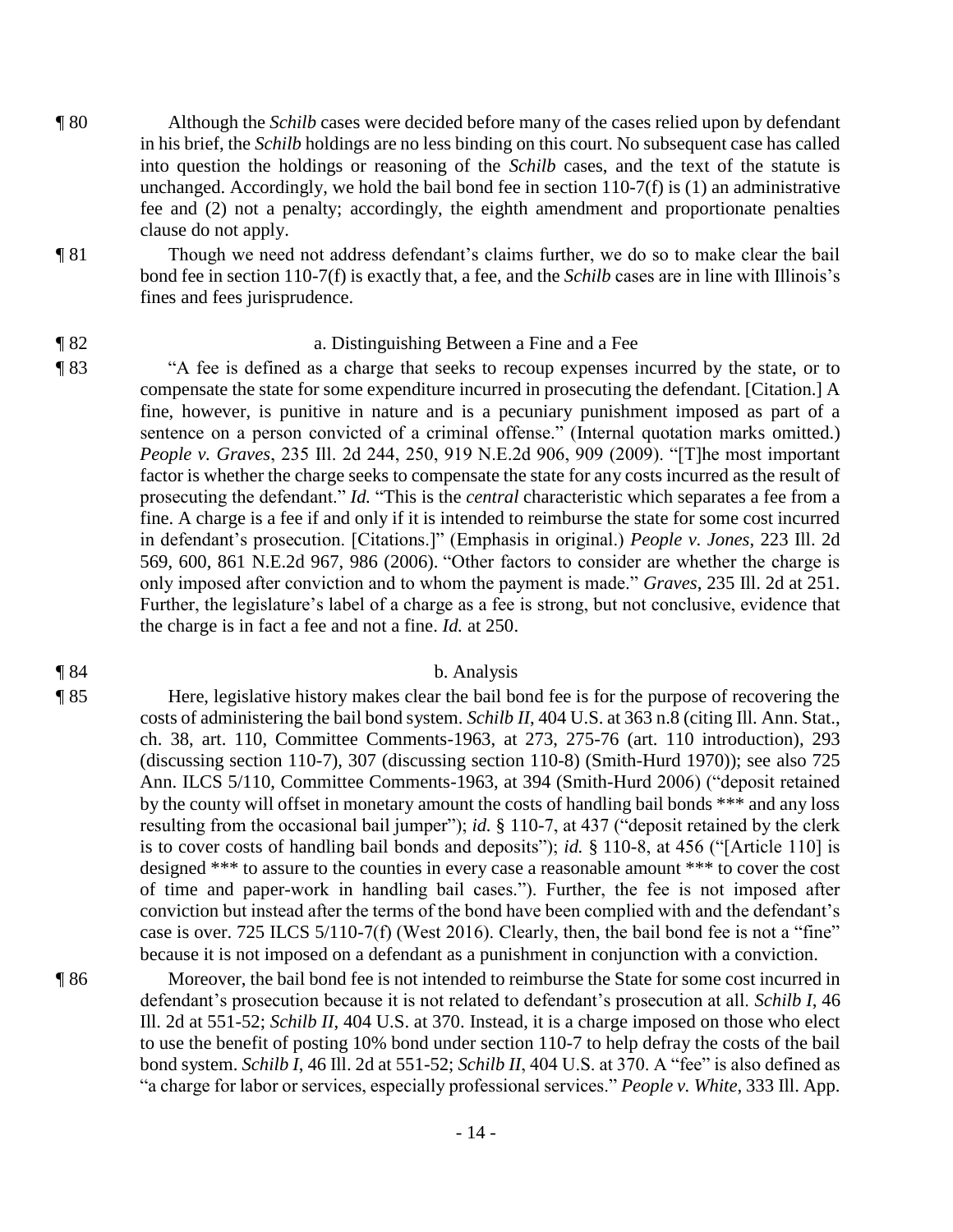¶ 80 Although the *Schilb* cases were decided before many of the cases relied upon by defendant in his brief, the *Schilb* holdings are no less binding on this court. No subsequent case has called into question the holdings or reasoning of the *Schilb* cases, and the text of the statute is unchanged. Accordingly, we hold the bail bond fee in section 110-7(f) is (1) an administrative fee and (2) not a penalty; accordingly, the eighth amendment and proportionate penalties clause do not apply.

¶ 81 Though we need not address defendant's claims further, we do so to make clear the bail bond fee in section 110-7(f) is exactly that, a fee, and the *Schilb* cases are in line with Illinois's fines and fees jurisprudence.

¶ 82 a. Distinguishing Between a Fine and a Fee

¶ 83 "A fee is defined as a charge that seeks to recoup expenses incurred by the state, or to compensate the state for some expenditure incurred in prosecuting the defendant. [Citation.] A fine, however, is punitive in nature and is a pecuniary punishment imposed as part of a sentence on a person convicted of a criminal offense." (Internal quotation marks omitted.) *People v. Graves*, 235 Ill. 2d 244, 250, 919 N.E.2d 906, 909 (2009). "[T]he most important factor is whether the charge seeks to compensate the state for any costs incurred as the result of prosecuting the defendant." *Id.* "This is the *central* characteristic which separates a fee from a fine. A charge is a fee if and only if it is intended to reimburse the state for some cost incurred in defendant's prosecution. [Citations.]" (Emphasis in original.) *People v. Jones*, 223 Ill. 2d 569, 600, 861 N.E.2d 967, 986 (2006). "Other factors to consider are whether the charge is only imposed after conviction and to whom the payment is made." *Graves*, 235 Ill. 2d at 251. Further, the legislature's label of a charge as a fee is strong, but not conclusive, evidence that the charge is in fact a fee and not a fine. *Id.* at 250.

¶ 84 b. Analysis

¶ 85 Here, legislative history makes clear the bail bond fee is for the purpose of recovering the costs of administering the bail bond system. *Schilb II*, 404 U.S. at 363 n.8 (citing Ill. Ann. Stat., ch. 38, art. 110, Committee Comments-1963, at 273, 275-76 (art. 110 introduction), 293 (discussing section 110-7), 307 (discussing section 110-8) (Smith-Hurd 1970)); see also 725 Ann. ILCS 5/110, Committee Comments-1963, at 394 (Smith-Hurd 2006) ("deposit retained by the county will offset in monetary amount the costs of handling bail bonds \*\*\* and any loss resulting from the occasional bail jumper"); *id.* § 110-7, at 437 ("deposit retained by the clerk is to cover costs of handling bail bonds and deposits"); *id.* § 110-8, at 456 ("[Article 110] is designed \*\*\* to assure to the counties in every case a reasonable amount \*\*\* to cover the cost of time and paper-work in handling bail cases."). Further, the fee is not imposed after conviction but instead after the terms of the bond have been complied with and the defendant's case is over. 725 ILCS 5/110-7(f) (West 2016). Clearly, then, the bail bond fee is not a "fine" because it is not imposed on a defendant as a punishment in conjunction with a conviction.

¶ 86 Moreover, the bail bond fee is not intended to reimburse the State for some cost incurred in defendant's prosecution because it is not related to defendant's prosecution at all. *Schilb I*, 46 Ill. 2d at 551-52; *Schilb II*, 404 U.S. at 370. Instead, it is a charge imposed on those who elect to use the benefit of posting 10% bond under section 110-7 to help defray the costs of the bail bond system. *Schilb I*, 46 Ill. 2d at 551-52; *Schilb II*, 404 U.S. at 370. A "fee" is also defined as "a charge for labor or services, especially professional services." *People v. White*, 333 Ill. App.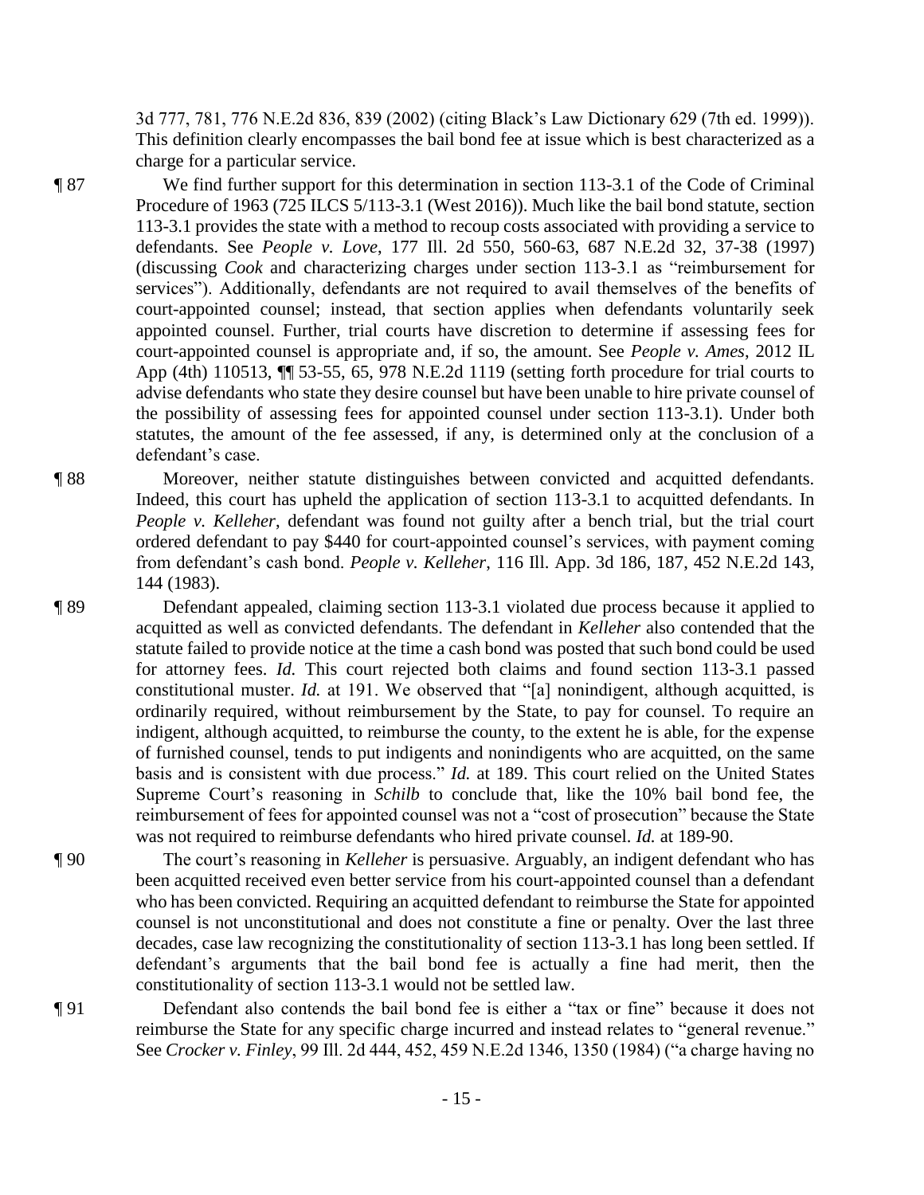3d 777, 781, 776 N.E.2d 836, 839 (2002) (citing Black's Law Dictionary 629 (7th ed. 1999)). This definition clearly encompasses the bail bond fee at issue which is best characterized as a charge for a particular service.

¶ 87 We find further support for this determination in section 113-3.1 of the Code of Criminal Procedure of 1963 (725 ILCS 5/113-3.1 (West 2016)). Much like the bail bond statute, section 113-3.1 provides the state with a method to recoup costs associated with providing a service to defendants. See *People v. Love*, 177 Ill. 2d 550, 560-63, 687 N.E.2d 32, 37-38 (1997) (discussing *Cook* and characterizing charges under section 113-3.1 as "reimbursement for services"). Additionally, defendants are not required to avail themselves of the benefits of court-appointed counsel; instead, that section applies when defendants voluntarily seek appointed counsel. Further, trial courts have discretion to determine if assessing fees for court-appointed counsel is appropriate and, if so, the amount. See *People v. Ames*, 2012 IL App (4th) 110513, ¶¶ 53-55, 65, 978 N.E.2d 1119 (setting forth procedure for trial courts to advise defendants who state they desire counsel but have been unable to hire private counsel of the possibility of assessing fees for appointed counsel under section 113-3.1). Under both statutes, the amount of the fee assessed, if any, is determined only at the conclusion of a defendant's case.

¶ 88 Moreover, neither statute distinguishes between convicted and acquitted defendants. Indeed, this court has upheld the application of section 113-3.1 to acquitted defendants. In *People v. Kelleher*, defendant was found not guilty after a bench trial, but the trial court ordered defendant to pay $440 for court-appointed counsel's services, with payment coming from defendant's cash bond. *People v. Kelleher*, 116 Ill. App. 3d 186, 187, 452 N.E.2d 143, 144 (1983).

¶ 89 Defendant appealed, claiming section 113-3.1 violated due process because it applied to acquitted as well as convicted defendants. The defendant in *Kelleher* also contended that the statute failed to provide notice at the time a cash bond was posted that such bond could be used for attorney fees. *Id.* This court rejected both claims and found section 113-3.1 passed constitutional muster. *Id.* at 191. We observed that "[a] nonindigent, although acquitted, is ordinarily required, without reimbursement by the State, to pay for counsel. To require an indigent, although acquitted, to reimburse the county, to the extent he is able, for the expense of furnished counsel, tends to put indigents and nonindigents who are acquitted, on the same basis and is consistent with due process." *Id.* at 189. This court relied on the United States Supreme Court's reasoning in *Schilb* to conclude that, like the 10% bail bond fee, the reimbursement of fees for appointed counsel was not a "cost of prosecution" because the State was not required to reimburse defendants who hired private counsel. *Id.* at 189-90.

¶ 90 The court's reasoning in *Kelleher* is persuasive. Arguably, an indigent defendant who has been acquitted received even better service from his court-appointed counsel than a defendant who has been convicted. Requiring an acquitted defendant to reimburse the State for appointed counsel is not unconstitutional and does not constitute a fine or penalty. Over the last three decades, case law recognizing the constitutionality of section 113-3.1 has long been settled. If defendant's arguments that the bail bond fee is actually a fine had merit, then the constitutionality of section 113-3.1 would not be settled law.

¶ 91 Defendant also contends the bail bond fee is either a "tax or fine" because it does not reimburse the State for any specific charge incurred and instead relates to "general revenue." See *Crocker v. Finley*, 99 Ill. 2d 444, 452, 459 N.E.2d 1346, 1350 (1984) ("a charge having no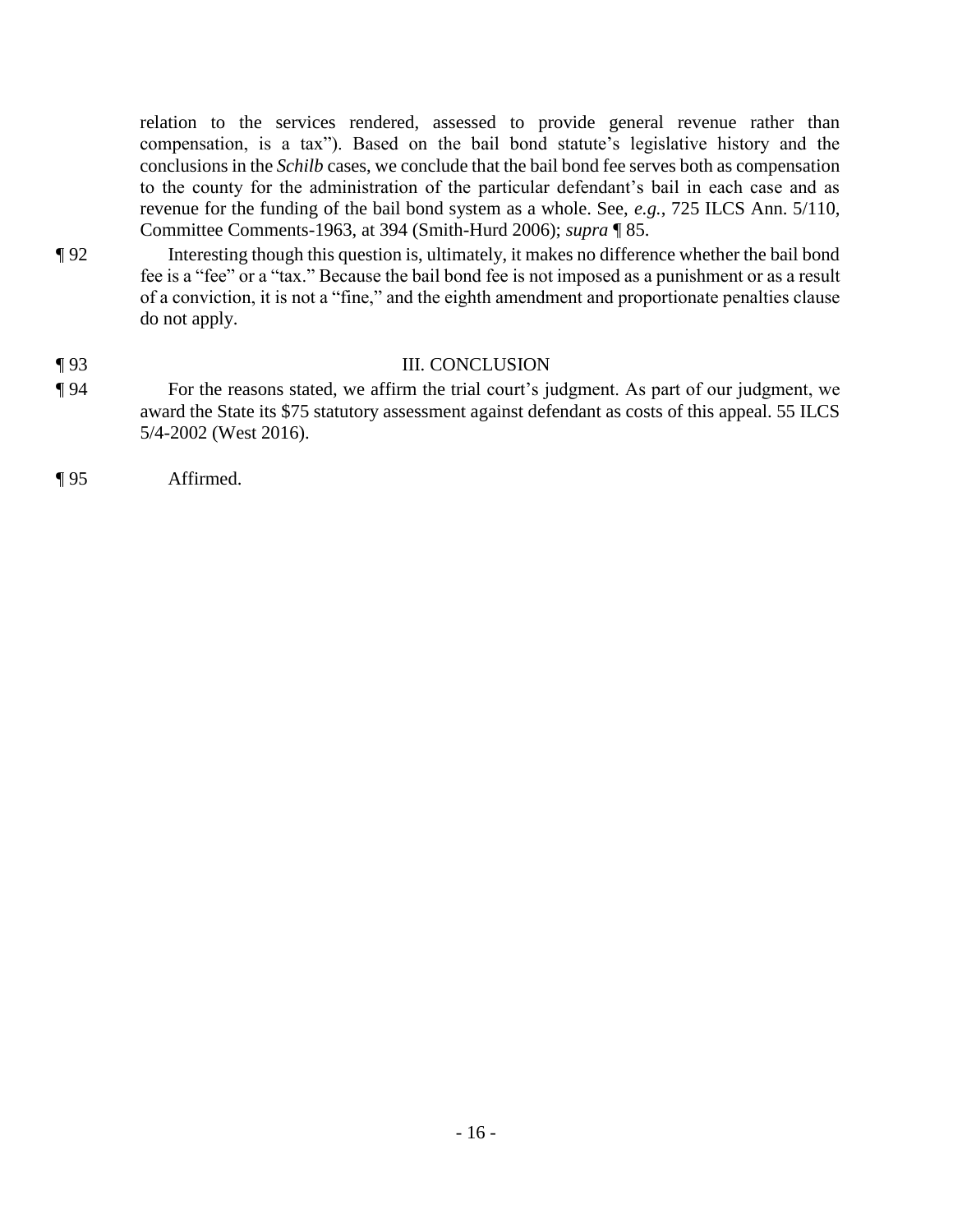relation to the services rendered, assessed to provide general revenue rather than compensation, is a tax"). Based on the bail bond statute's legislative history and the conclusions in the *Schilb* cases, we conclude that the bail bond fee serves both as compensation to the county for the administration of the particular defendant's bail in each case and as revenue for the funding of the bail bond system as a whole. See, *e.g.*, 725 ILCS Ann. 5/110, Committee Comments-1963, at 394 (Smith-Hurd 2006); *supra* ¶ 85.

¶ 92 Interesting though this question is, ultimately, it makes no difference whether the bail bond fee is a "fee" or a "tax." Because the bail bond fee is not imposed as a punishment or as a result of a conviction, it is not a "fine," and the eighth amendment and proportionate penalties clause do not apply.

## ¶ 93 III. CONCLUSION

¶ 94 For the reasons stated, we affirm the trial court's judgment. As part of our judgment, we award the State its $75 statutory assessment against defendant as costs of this appeal. 55 ILCS 5/4-2002 (West 2016).

¶ 95 Affirmed.